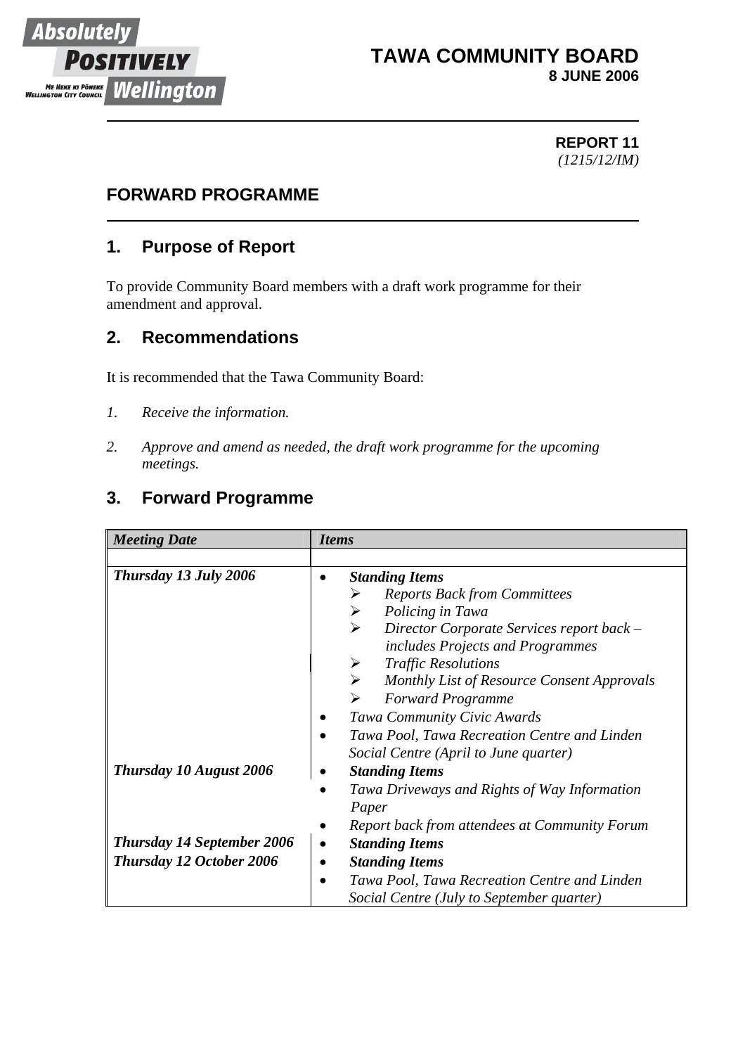Absolutely POSITIVELY Wellington
ME HEKE KI PŌNEKE WELLINGTON CITY COUNCIL

**TAWA COMMUNITY BOARD**
**8 JUNE 2006**

**REPORT 11**
*(1215/12/IM)*

## FORWARD PROGRAMME

## 1. Purpose of Report

To provide Community Board members with a draft work programme for their amendment and approval.

## 2. Recommendations

It is recommended that the Tawa Community Board:

1. *Receive the information.*
2. *Approve and amend as needed, the draft work programme for the upcoming meetings.*

## 3. Forward Program

| *Meeting Date* | *Items* |
|---|---|
| ***Thursday 13 July 2006*** | • ***Standing Items***<br>➢ *Reports Back from Committees*<br>➢ *Policing in Tawa*<br>➢ *Director Corporate Services report back – includes Projects and Programmes*<br>➢ *Traffic Resolutions*<br>➢ *Monthly List of Resource Consent Approvals*<br>➢ *Forward Programme*<br>• *Tawa Community Civic Awards*<br>• *Tawa Pool, Tawa Recreation Centre and Linden Social Centre (April to June quarter)* |
| ***Thursday 10 August 2006*** | • ***Standing Items***<br>• *Tawa Driveways and Rights of Way Information Paper*<br>• *Report back from attendees at Community Forum* |
| ***Thursday 14 September 2006*** | • ***Standing Items*** |
| ***Thursday 12 October 2006*** | • ***Standing Items***<br>• *Tawa Pool, Tawa Recreation Centre and Linden Social Centre (July to September quarter)* |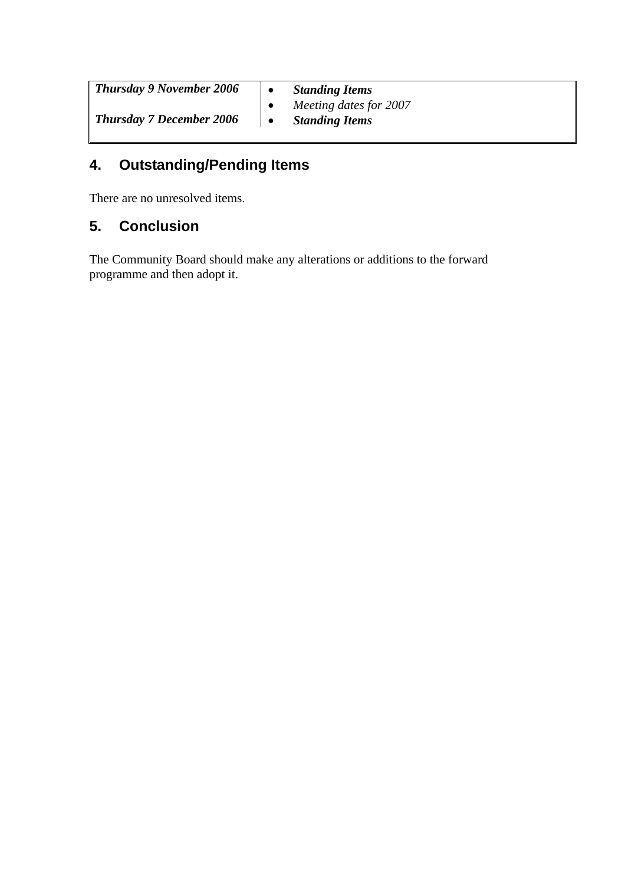| | |
|---|---|
| ***Thursday 9 November 2006*** | • ***Standing Items***<br>• *Meeting dates for 2007* |
| ***Thursday 7 December 2006*** | • ***Standing Items*** |

## 4. Outstanding/Pending Items

There are no unresolved items.

## 5. Conclusion

The Community Board should make any alterations or additions to the forward programme and then adopt it.